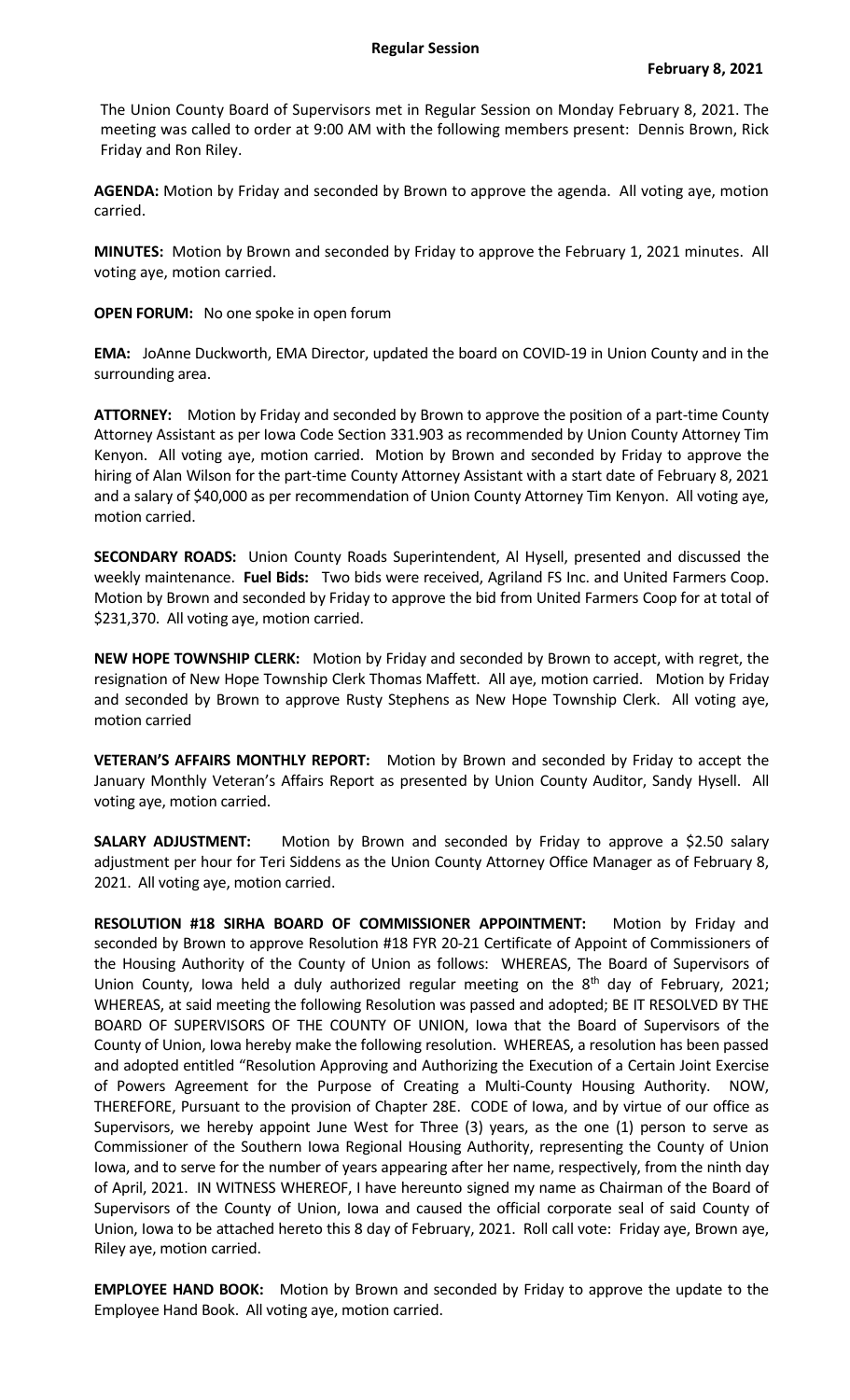**Regular Session**

**February 8, 2021**

The Union County Board of Supervisors met in Regular Session on Monday February 8, 2021. The meeting was called to order at 9:00 AM with the following members present: Dennis Brown, Rick Friday and Ron Riley.

**AGENDA:** Motion by Friday and seconded by Brown to approve the agenda. All voting aye, motion carried.

**MINUTES:** Motion by Brown and seconded by Friday to approve the February 1, 2021 minutes. All voting aye, motion carried.

**OPEN FORUM:** No one spoke in open forum

**EMA:** JoAnne Duckworth, EMA Director, updated the board on COVID-19 in Union County and in the surrounding area.

**ATTORNEY:** Motion by Friday and seconded by Brown to approve the position of a part-time County Attorney Assistant as per Iowa Code Section 331.903 as recommended by Union County Attorney Tim Kenyon. All voting aye, motion carried. Motion by Brown and seconded by Friday to approve the hiring of Alan Wilson for the part-time County Attorney Assistant with a start date of February 8, 2021 and a salary of $40,000 as per recommendation of Union County Attorney Tim Kenyon. All voting aye, motion carried.

**SECONDARY ROADS:** Union County Roads Superintendent, Al Hysell, presented and discussed the weekly maintenance. **Fuel Bids:** Two bids were received, Agriland FS Inc. and United Farmers Coop. Motion by Brown and seconded by Friday to approve the bid from United Farmers Coop for at total of $231,370. All voting aye, motion carried.

**NEW HOPE TOWNSHIP CLERK:** Motion by Friday and seconded by Brown to accept, with regret, the resignation of New Hope Township Clerk Thomas Maffett. All aye, motion carried. Motion by Friday and seconded by Brown to approve Rusty Stephens as New Hope Township Clerk. All voting aye, motion carried

**VETERAN'S AFFAIRS MONTHLY REPORT:** Motion by Brown and seconded by Friday to accept the January Monthly Veteran's Affairs Report as presented by Union County Auditor, Sandy Hysell. All voting aye, motion carried.

**SALARY ADJUSTMENT:** Motion by Brown and seconded by Friday to approve a $2.50 salary adjustment per hour for Teri Siddens as the Union County Attorney Office Manager as of February 8, 2021. All voting aye, motion carried.

**RESOLUTION #18 SIRHA BOARD OF COMMISSIONER APPOINTMENT:** Motion by Friday and seconded by Brown to approve Resolution #18 FYR 20-21 Certificate of Appoint of Commissioners of the Housing Authority of the County of Union as follows: WHEREAS, The Board of Supervisors of Union County, Iowa held a duly authorized regular meeting on the 8th day of February, 2021; WHEREAS, at said meeting the following Resolution was passed and adopted; BE IT RESOLVED BY THE BOARD OF SUPERVISORS OF THE COUNTY OF UNION, Iowa that the Board of Supervisors of the County of Union, Iowa hereby make the following resolution. WHEREAS, a resolution has been passed and adopted entitled "Resolution Approving and Authorizing the Execution of a Certain Joint Exercise of Powers Agreement for the Purpose of Creating a Multi-County Housing Authority. NOW, THEREFORE, Pursuant to the provision of Chapter 28E. CODE of Iowa, and by virtue of our office as Supervisors, we hereby appoint June West for Three (3) years, as the one (1) person to serve as Commissioner of the Southern Iowa Regional Housing Authority, representing the County of Union Iowa, and to serve for the number of years appearing after her name, respectively, from the ninth day of April, 2021. IN WITNESS WHEREOF, I have hereunto signed my name as Chairman of the Board of Supervisors of the County of Union, Iowa and caused the official corporate seal of said County of Union, Iowa to be attached hereto this 8 day of February, 2021. Roll call vote: Friday aye, Brown aye, Riley aye, motion carried.

**EMPLOYEE HAND BOOK:** Motion by Brown and seconded by Friday to approve the update to the Employee Hand Book. All voting aye, motion carried.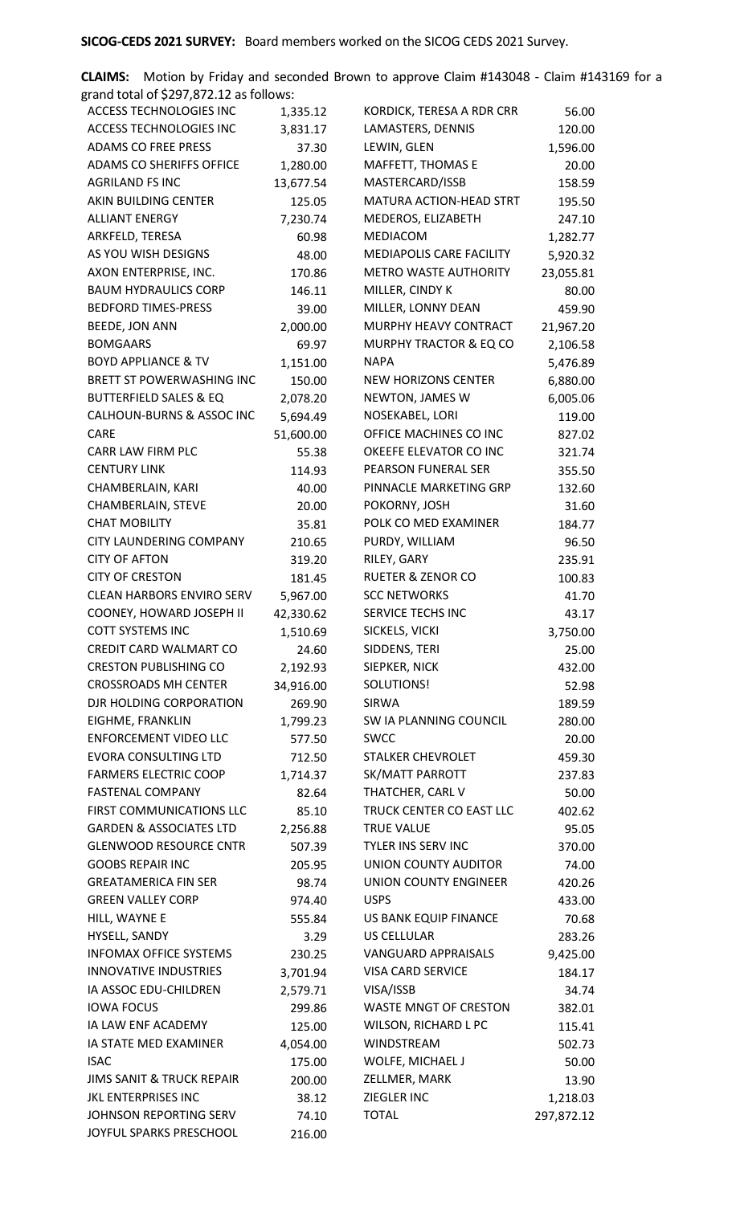**SICOG-CEDS 2021 SURVEY:** Board members worked on the SICOG CEDS 2021 Survey.

**CLAIMS:** Motion by Friday and seconded Brown to approve Claim #143048 - Claim #143169 for a grand total of $297,872.12 as follows:

| | | | |
|---|---|---|---|
| ACCESS TECHNOLOGIES INC | 1,335.12 | KORDICK, TERESA A RDR CRR | 56.00 |
| ACCESS TECHNOLOGIES INC | 3,831.17 | LAMASTERS, DENNIS | 120.00 |
| ADAMS CO FREE PRESS | 37.30 | LEWIN, GLEN | 1,596.00 |
| ADAMS CO SHERIFFS OFFICE | 1,280.00 | MAFFETT, THOMAS E | 20.00 |
| AGRILAND FS INC | 13,677.54 | MASTERCARD/ISSB | 158.59 |
| AKIN BUILDING CENTER | 125.05 | MATURA ACTION-HEAD STRT | 195.50 |
| ALLIANT ENERGY | 7,230.74 | MEDEROS, ELIZABETH | 247.10 |
| ARKFELD, TERESA | 60.98 | MEDIACOM | 1,282.77 |
| AS YOU WISH DESIGNS | 48.00 | MEDIAPOLIS CARE FACILITY | 5,920.32 |
| AXON ENTERPRISE, INC. | 170.86 | METRO WASTE AUTHORITY | 23,055.81 |
| BAUM HYDRAULICS CORP | 146.11 | MILLER, CINDY K | 80.00 |
| BEDFORD TIMES-PRESS | 39.00 | MILLER, LONNY DEAN | 459.90 |
| BEEDE, JON ANN | 2,000.00 | MURPHY HEAVY CONTRACT | 21,967.20 |
| BOMGAARS | 69.97 | MURPHY TRACTOR & EQ CO | 2,106.58 |
| BOYD APPLIANCE & TV | 1,151.00 | NAPA | 5,476.89 |
| BRETT ST POWERWASHING INC | 150.00 | NEW HORIZONS CENTER | 6,880.00 |
| BUTTERFIELD SALES & EQ | 2,078.20 | NEWTON, JAMES W | 6,005.06 |
| CALHOUN-BURNS & ASSOC INC | 5,694.49 | NOSEKABEL, LORI | 119.00 |
| CARE | 51,600.00 | OFFICE MACHINES CO INC | 827.02 |
| CARR LAW FIRM PLC | 55.38 | OKEEFE ELEVATOR CO INC | 321.74 |
| CENTURY LINK | 114.93 | PEARSON FUNERAL SER | 355.50 |
| CHAMBERLAIN, KARI | 40.00 | PINNACLE MARKETING GRP | 132.60 |
| CHAMBERLAIN, STEVE | 20.00 | POKORNY, JOSH | 31.60 |
| CHAT MOBILITY | 35.81 | POLK CO MED EXAMINER | 184.77 |
| CITY LAUNDERING COMPANY | 210.65 | PURDY, WILLIAM | 96.50 |
| CITY OF AFTON | 319.20 | RILEY, GARY | 235.91 |
| CITY OF CRESTON | 181.45 | RUETER & ZENOR CO | 100.83 |
| CLEAN HARBORS ENVIRO SERV | 5,967.00 | SCC NETWORKS | 41.70 |
| COONEY, HOWARD JOSEPH II | 42,330.62 | SERVICE TECHS INC | 43.17 |
| COTT SYSTEMS INC | 1,510.69 | SICKELS, VICKI | 3,750.00 |
| CREDIT CARD WALMART CO | 24.60 | SIDDENS, TERI | 25.00 |
| CRESTON PUBLISHING CO | 2,192.93 | SIEPKER, NICK | 432.00 |
| CROSSROADS MH CENTER | 34,916.00 | SOLUTIONS! | 52.98 |
| DJR HOLDING CORPORATION | 269.90 | SIRWA | 189.59 |
| EIGHME, FRANKLIN | 1,799.23 | SW IA PLANNING COUNCIL | 280.00 |
| ENFORCEMENT VIDEO LLC | 577.50 | SWCC | 20.00 |
| EVORA CONSULTING LTD | 712.50 | STALKER CHEVROLET | 459.30 |
| FARMERS ELECTRIC COOP | 1,714.37 | SK/MATT PARROTT | 237.83 |
| FASTENAL COMPANY | 82.64 | THATCHER, CARL V | 50.00 |
| FIRST COMMUNICATIONS LLC | 85.10 | TRUCK CENTER CO EAST LLC | 402.62 |
| GARDEN & ASSOCIATES LTD | 2,256.88 | TRUE VALUE | 95.05 |
| GLENWOOD RESOURCE CNTR | 507.39 | TYLER INS SERV INC | 370.00 |
| GOOBS REPAIR INC | 205.95 | UNION COUNTY AUDITOR | 74.00 |
| GREATAMERICA FIN SER | 98.74 | UNION COUNTY ENGINEER | 420.26 |
| GREEN VALLEY CORP | 974.40 | USPS | 433.00 |
| HILL, WAYNE E | 555.84 | US BANK EQUIP FINANCE | 70.68 |
| HYSELL, SANDY | 3.29 | US CELLULAR | 283.26 |
| INFOMAX OFFICE SYSTEMS | 230.25 | VANGUARD APPRAISALS | 9,425.00 |
| INNOVATIVE INDUSTRIES | 3,701.94 | VISA CARD SERVICE | 184.17 |
| IA ASSOC EDU-CHILDREN | 2,579.71 | VISA/ISSB | 34.74 |
| IOWA FOCUS | 299.86 | WASTE MNGT OF CRESTON | 382.01 |
| IA LAW ENF ACADEMY | 125.00 | WILSON, RICHARD L PC | 115.41 |
| IA STATE MED EXAMINER | 4,054.00 | WINDSTREAM | 502.73 |
| ISAC | 175.00 | WOLFE, MICHAEL J | 50.00 |
| JIMS SANIT & TRUCK REPAIR | 200.00 | ZELLMER, MARK | 13.90 |
| JKL ENTERPRISES INC | 38.12 | ZIEGLER INC | 1,218.03 |
| JOHNSON REPORTING SERV | 74.10 | TOTAL | 297,872.12 |
| JOYFUL SPARKS PRESCHOOL | 216.00 | | |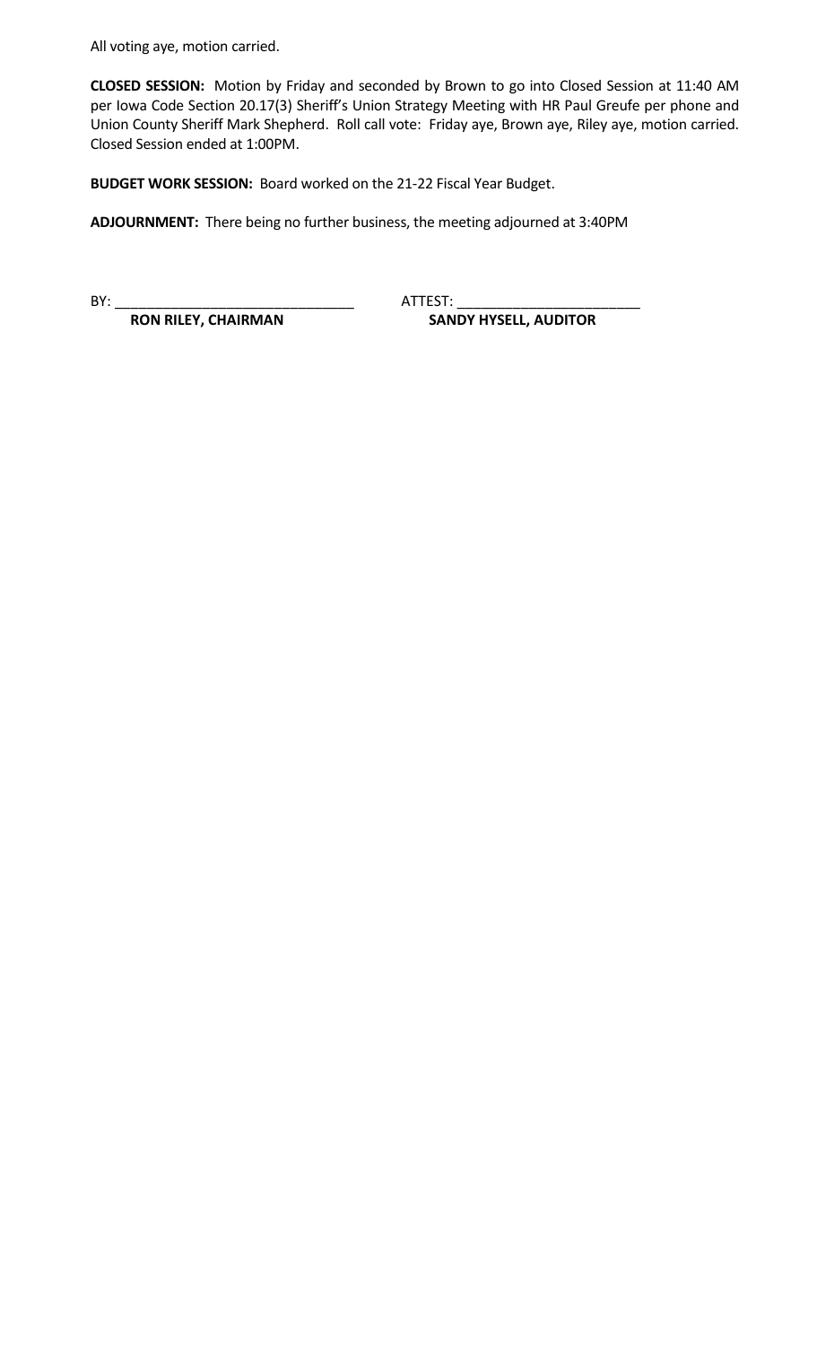All voting aye, motion carried.

**CLOSED SESSION:** Motion by Friday and seconded by Brown to go into Closed Session at 11:40 AM per Iowa Code Section 20.17(3) Sheriff's Union Strategy Meeting with HR Paul Greufe per phone and Union County Sheriff Mark Shepherd. Roll call vote: Friday aye, Brown aye, Riley aye, motion carried. Closed Session ended at 1:00PM.

**BUDGET WORK SESSION:** Board worked on the 21-22 Fiscal Year Budget.

**ADJOURNMENT:** There being no further business, the meeting adjourned at 3:40PM

BY: ______________________________ ATTEST: _______________________

**RON RILEY, CHAIRMAN** **SANDY HYSELL, AUDITOR**